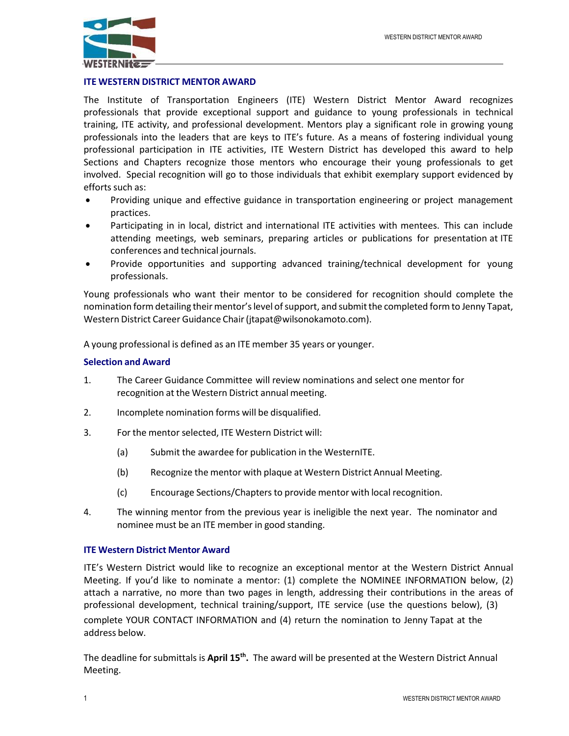## ITE WESTERN DISTRICT MENTOR AWARD

The Institute of Transportation Engineers (ITE) Western District Mentor Award recognizes professionals that provide exceptional support and guidance to young professionals in technical training, ITE activity, and professional development. Mentors play a significant role in growing young professionals into the leaders that are keys to ITE's future. As a means of fostering individual young professional participation in ITE activities, ITE Western District has developed this award to help Sections and Chapters recognize those mentors who encourage their young professionals to get involved. Special recognition will go to those individuals that exhibit exemplary support evidenced by efforts such as:

- Providing unique and effective guidance in transportation engineering or project management practices.
- Participating in in local, district and international ITE activities with mentees. This can include attending meetings, web seminars, preparing articles or publications for presentation at ITE conferences and technical journals.
- Provide opportunities and supporting advanced training/technical development for young professionals.

Young professionals who want their mentor to be considered for recognition should complete the nomination form detailing their mentor's level of support, and submit the completed form to Jenny Tapat, Western District Career Guidance Chair (jtapat@wilsonokamoto.com).

A young professional is defined as an ITE member 35 years or younger.

### Selection and Award

1. The Career Guidance Committee will review nominations and select one mentor for recognition at the Western District annual meeting.
2. Incomplete nomination forms will be disqualified.
3. For the mentor selected, ITE Western District will:
   (a) Submit the awardee for publication in the WesternITE.
   (b) Recognize the mentor with plaque at Western District Annual Meeting.
   (c) Encourage Sections/Chapters to provide mentor with local recognition.
4. The winning mentor from the previous year is ineligible the next year. The nominator and nominee must be an ITE member in good standing.

### ITE Western District Mentor Award

ITE's Western District would like to recognize an exceptional mentor at the Western District Annual Meeting. If you'd like to nominate a mentor: (1) complete the NOMINEE INFORMATION below, (2) attach a narrative, no more than two pages in length, addressing their contributions in the areas of professional development, technical training/support, ITE service (use the questions below), (3) complete YOUR CONTACT INFORMATION and (4) return the nomination to Jenny Tapat at the address below.

The deadline for submittals is **April 15th.** The award will be presented at the Western District Annual Meeting.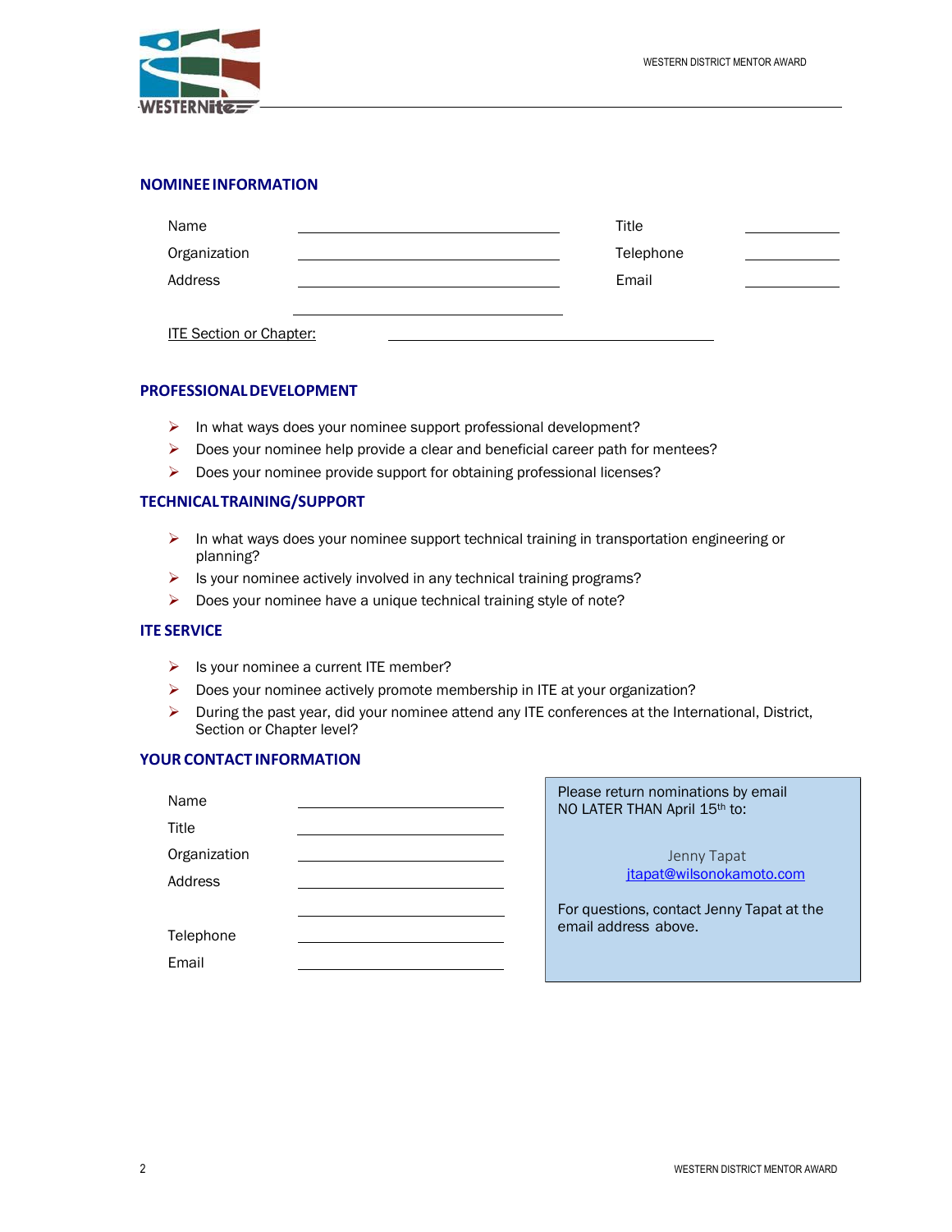## NOMINEE INFORMATION

| | | | |
|---|---|---|---|
| Name | \_\_\_\_\_\_\_\_\_\_\_\_\_\_\_\_\_\_\_\_ | Title | \_\_\_\_\_\_\_\_\_\_ |
| Organization | \_\_\_\_\_\_\_\_\_\_\_\_\_\_\_\_\_\_\_\_ | Telephone | \_\_\_\_\_\_\_\_\_\_ |
| Address | \_\_\_\_\_\_\_\_\_\_\_\_\_\_\_\_\_\_\_\_ | Email | \_\_\_\_\_\_\_\_\_\_ |
| | \_\_\_\_\_\_\_\_\_\_\_\_\_\_\_\_\_\_\_\_ | | |

ITE Section or Chapter: \_\_\_\_\_\_\_\_\_\_\_\_\_\_\_\_\_\_\_\_\_\_\_\_\_\_\_\_\_\_

## PROFESSIONAL DEVELOPMENT

- In what ways does your nominee support professional development?
- Does your nominee help provide a clear and beneficial career path for mentees?
- Does your nominee provide support for obtaining professional licenses?

## TECHNICAL TRAINING/SUPPORT

- In what ways does your nominee support technical training in transportation engineering or planning?
- Is your nominee actively involved in any technical training programs?
- Does your nominee have a unique technical training style of note?

## ITE SERVICE

- Is your nominee a current ITE member?
- Does your nominee actively promote membership in ITE at your organization?
- During the past year, did your nominee attend any ITE conferences at the International, District, Section or Chapter level?

## YOUR CONTACT INFORMATION

| | |
|---|---|
| Name | \_\_\_\_\_\_\_\_\_\_\_\_\_\_\_\_\_\_\_\_ |
| Title | \_\_\_\_\_\_\_\_\_\_\_\_\_\_\_\_\_\_\_\_ |
| Organization | \_\_\_\_\_\_\_\_\_\_\_\_\_\_\_\_\_\_\_\_ |
| Address | \_\_\_\_\_\_\_\_\_\_\_\_\_\_\_\_\_\_\_\_ |
| | \_\_\_\_\_\_\_\_\_\_\_\_\_\_\_\_\_\_\_\_ |
| Telephone | \_\_\_\_\_\_\_\_\_\_\_\_\_\_\_\_\_\_\_\_ |
| Email | \_\_\_\_\_\_\_\_\_\_\_\_\_\_\_\_\_\_\_\_ |

Please return nominations by email NO LATER THAN April 15th to:

Jenny Tapat
jtapat@wilsonokamoto.com

For questions, contact Jenny Tapat at the email address above.